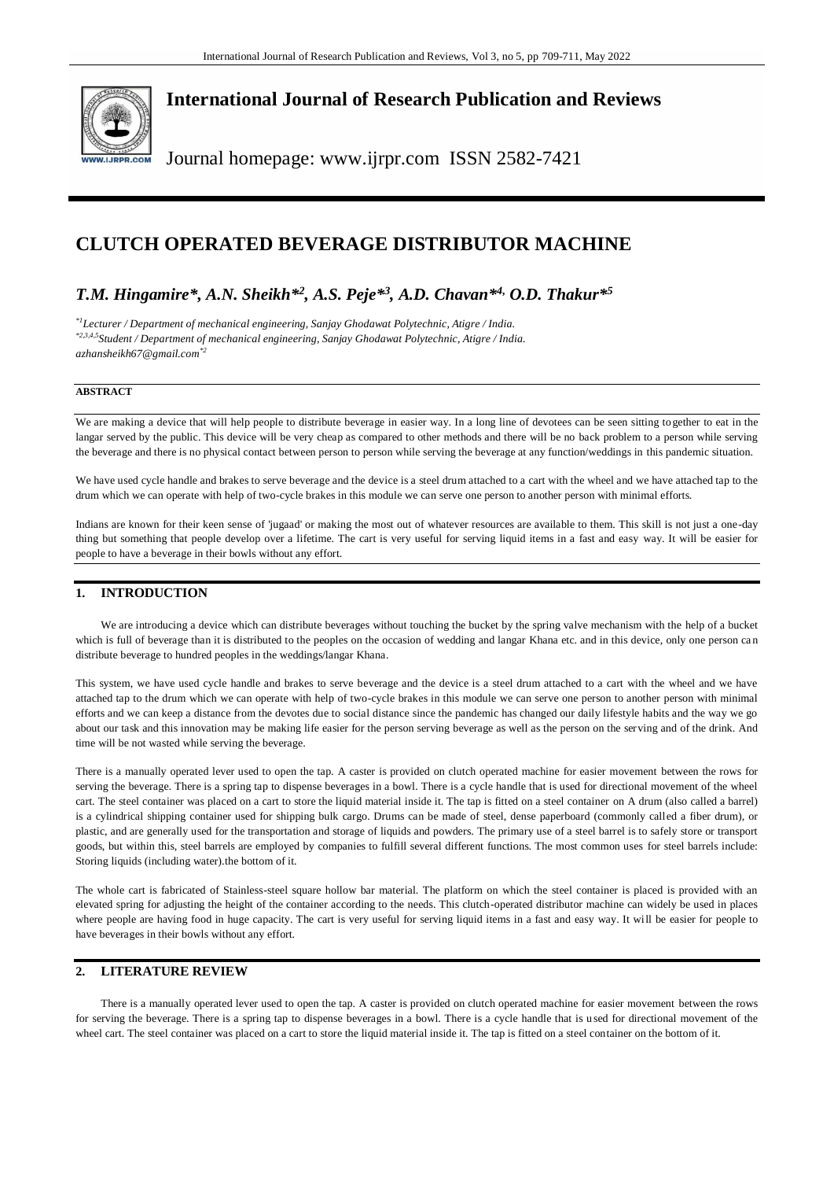# International Journal of Research Publication and Reviews

Journal homepage: www.ijrpr.com ISSN 2582-7421

# CLUTCH OPERATED BEVERAGE DISTRIBUTOR MACHINE

***T.M. Hingamire*, A.N. Sheikh*[2], A.S. Peje*[3], A.D. Chavan*[4], O.D. Thakur*[5]***

*[*1]Lecturer / Department of mechanical engineering, Sanjay Ghodawat Polytechnic, Atigre / India.*
*[*2,3,4,5]Student / Department of mechanical engineering, Sanjay Ghodawat Polytechnic, Atigre / India.*
*azhansheikh67@gmail.com[*2]*

## ABSTRACT

We are making a device that will help people to distribute beverage in easier way. In a long line of devotees can be seen sitting together to eat in the langar served by the public. This device will be very cheap as compared to other methods and there will be no back problem to a person while serving the beverage and there is no physical contact between person to person while serving the beverage at any function/weddings in this pandemic situation.

We have used cycle handle and brakes to serve beverage and the device is a steel drum attached to a cart with the wheel and we have attached tap to the drum which we can operate with help of two-cycle brakes in this module we can serve one person to another person with minimal efforts.

Indians are known for their keen sense of 'jugaad' or making the most out of whatever resources are available to them. This skill is not just a one-day thing but something that people develop over a lifetime. The cart is very useful for serving liquid items in a fast and easy way. It will be easier for people to have a beverage in their bowls without any effort.

## 1. INTRODUCTION

We are introducing a device which can distribute beverages without touching the bucket by the spring valve mechanism with the help of a bucket which is full of beverage than it is distributed to the peoples on the occasion of wedding and langar Khana etc. and in this device, only one person can distribute beverage to hundred peoples in the weddings/langar Khana.

This system, we have used cycle handle and brakes to serve beverage and the device is a steel drum attached to a cart with the wheel and we have attached tap to the drum which we can operate with help of two-cycle brakes in this module we can serve one person to another person with minimal efforts and we can keep a distance from the devotes due to social distance since the pandemic has changed our daily lifestyle habits and the way we go about our task and this innovation may be making life easier for the person serving beverage as well as the person on the serving and of the drink. And time will be not wasted while serving the beverage.

There is a manually operated lever used to open the tap. A caster is provided on clutch operated machine for easier movement between the rows for serving the beverage. There is a spring tap to dispense beverages in a bowl. There is a cycle handle that is used for directional movement of the wheel cart. The steel container was placed on a cart to store the liquid material inside it. The tap is fitted on a steel container on A drum (also called a barrel) is a cylindrical shipping container used for shipping bulk cargo. Drums can be made of steel, dense paperboard (commonly called a fiber drum), or plastic, and are generally used for the transportation and storage of liquids and powders. The primary use of a steel barrel is to safely store or transport goods, but within this, steel barrels are employed by companies to fulfill several different functions. The most common uses for steel barrels include: Storing liquids (including water).the bottom of it.

The whole cart is fabricated of Stainless-steel square hollow bar material. The platform on which the steel container is placed is provided with an elevated spring for adjusting the height of the container according to the needs. This clutch-operated distributor machine can widely be used in places where people are having food in huge capacity. The cart is very useful for serving liquid items in a fast and easy way. It will be easier for people to have beverages in their bowls without any effort.

## 2. LITERATURE REVIEW

There is a manually operated lever used to open the tap. A caster is provided on clutch operated machine for easier movement between the rows for serving the beverage. There is a spring tap to dispense beverages in a bowl. There is a cycle handle that is used for directional movement of the wheel cart. The steel container was placed on a cart to store the liquid material inside it. The tap is fitted on a steel container on the bottom of it.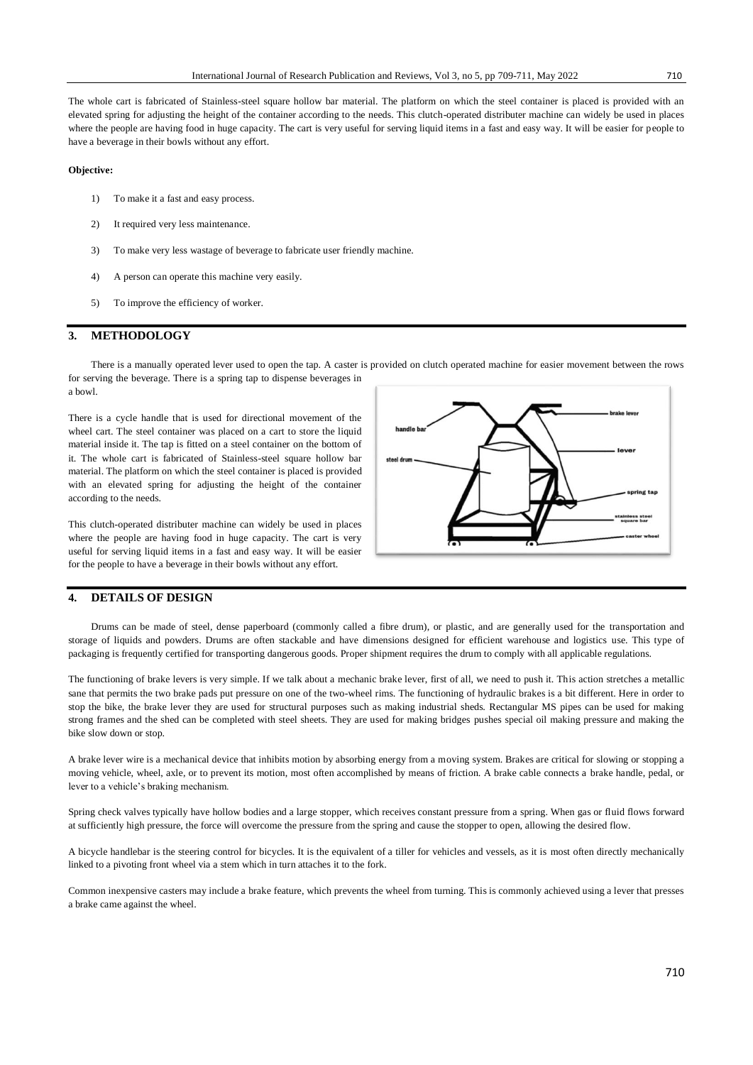The whole cart is fabricated of Stainless-steel square hollow bar material. The platform on which the steel container is placed is provided with an elevated spring for adjusting the height of the container according to the needs. This clutch-operated distributer machine can widely be used in places where the people are having food in huge capacity. The cart is very useful for serving liquid items in a fast and easy way. It will be easier for people to have a beverage in their bowls without any effort.

**Objective:**

1) To make it a fast and easy process.
2) It required very less maintenance.
3) To make very less wastage of beverage to fabricate user friendly machine.
4) A person can operate this machine very easily.
5) To improve the efficiency of worker.

## 3. METHODOLOGY

There is a manually operated lever used to open the tap. A caster is provided on clutch operated machine for easier movement between the rows for serving the beverage. There is a spring tap to dispense beverages in a bowl.

There is a cycle handle that is used for directional movement of the wheel cart. The steel container was placed on a cart to store the liquid material inside it. The tap is fitted on a steel container on the bottom of it. The whole cart is fabricated of Stainless-steel square hollow bar material. The platform on which the steel container is placed is provided with an elevated spring for adjusting the height of the container according to the needs.

This clutch-operated distributer machine can widely be used in places where the people are having food in huge capacity. The cart is very useful for serving liquid items in a fast and easy way. It will be easier for the people to have a beverage in their bowls without any effort.

## 4. DETAILS OF DESIGN

Drums can be made of steel, dense paperboard (commonly called a fibre drum), or plastic, and are generally used for the transportation and storage of liquids and powders. Drums are often stackable and have dimensions designed for efficient warehouse and logistics use. This type of packaging is frequently certified for transporting dangerous goods. Proper shipment requires the drum to comply with all applicable regulations.

The functioning of brake levers is very simple. If we talk about a mechanic brake lever, first of all, we need to push it. This action stretches a metallic sane that permits the two brake pads put pressure on one of the two-wheel rims. The functioning of hydraulic brakes is a bit different. Here in order to stop the bike, the brake lever they are used for structural purposes such as making industrial sheds. Rectangular MS pipes can be used for making strong frames and the shed can be completed with steel sheets. They are used for making bridges pushes special oil making pressure and making the bike slow down or stop.

A brake lever wire is a mechanical device that inhibits motion by absorbing energy from a moving system. Brakes are critical for slowing or stopping a moving vehicle, wheel, axle, or to prevent its motion, most often accomplished by means of friction. A brake cable connects a brake handle, pedal, or lever to a vehicle's braking mechanism.

Spring check valves typically have hollow bodies and a large stopper, which receives constant pressure from a spring. When gas or fluid flows forward at sufficiently high pressure, the force will overcome the pressure from the spring and cause the stopper to open, allowing the desired flow.

A bicycle handlebar is the steering control for bicycles. It is the equivalent of a tiller for vehicles and vessels, as it is most often directly mechanically linked to a pivoting front wheel via a stem which in turn attaches it to the fork.

Common inexpensive casters may include a brake feature, which prevents the wheel from turning. This is commonly achieved using a lever that presses a brake came against the wheel.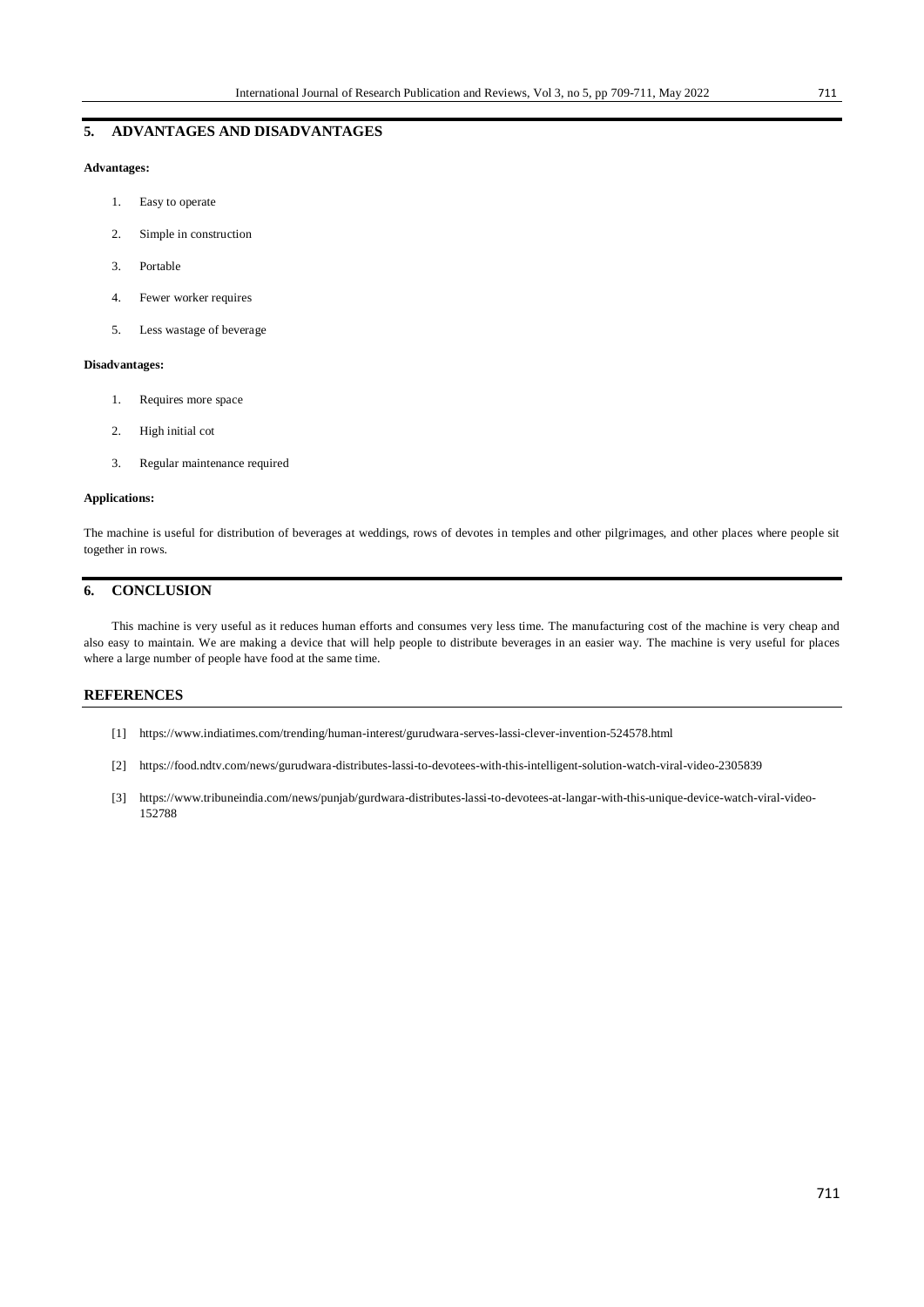## 5. ADVANTAGES AND DISADVANTAGES

**Advantages:**

1. Easy to operate
2. Simple in construction
3. Portable
4. Fewer worker requires
5. Less wastage of beverage

**Disadvantages:**

1. Requires more space
2. High initial cot
3. Regular maintenance required

**Applications:**

The machine is useful for distribution of beverages at weddings, rows of devotes in temples and other pilgrimages, and other places where people sit together in rows.

## 6. CONCLUSION

This machine is very useful as it reduces human efforts and consumes very less time. The manufacturing cost of the machine is very cheap and also easy to maintain. We are making a device that will help people to distribute beverages in an easier way. The machine is very useful for places where a large number of people have food at the same time.

## REFERENCES

[1] https://www.indiatimes.com/trending/human-interest/gurudwara-serves-lassi-clever-invention-524578.html

[2] https://food.ndtv.com/news/gurudwara-distributes-lassi-to-devotees-with-this-intelligent-solution-watch-viral-video-2305839

[3] https://www.tribuneindia.com/news/punjab/gurdwara-distributes-lassi-to-devotees-at-langar-with-this-unique-device-watch-viral-video-152788